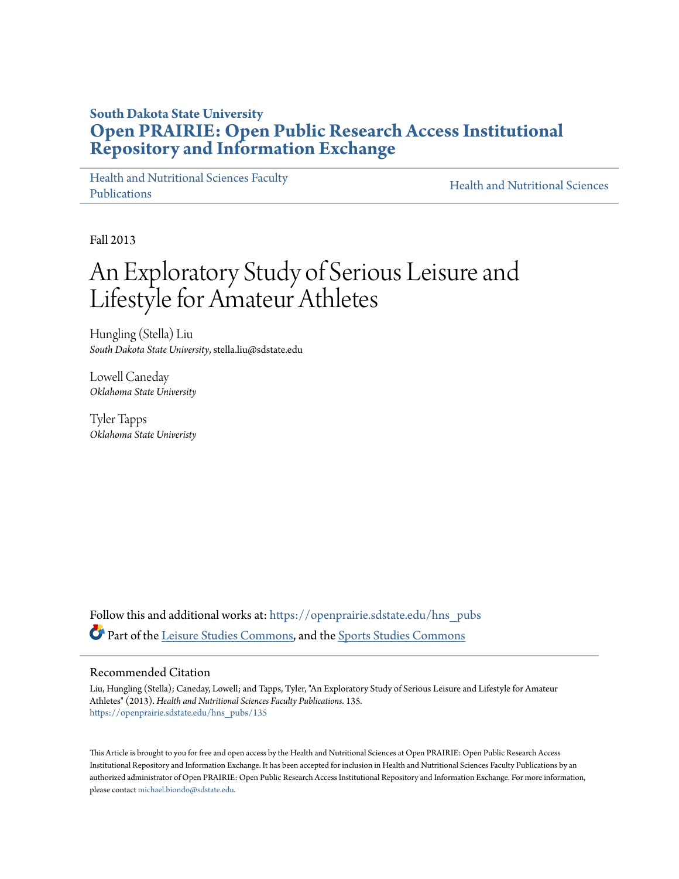South Dakota State University

**Open PRAIRIE: Open Public Research Access Institutional Repository and Information Exchange**

Health and Nutritional Sciences Faculty Publications

Health and Nutritional Sciences

Fall 2013

# An Exploratory Study of Serious Leisure and Lifestyle for Amateur Athletes

Hungling (Stella) Liu
*South Dakota State University*, stella.liu@sdstate.edu

Lowell Caneday
*Oklahoma State University*

Tyler Tapps
*Oklahoma State Univeristy*

Follow this and additional works at: https://openprairie.sdstate.edu/hns_pubs

Part of the Leisure Studies Commons, and the Sports Studies Commons

## Recommended Citation

Liu, Hungling (Stella); Caneday, Lowell; and Tapps, Tyler, "An Exploratory Study of Serious Leisure and Lifestyle for Amateur Athletes" (2013). *Health and Nutritional Sciences Faculty Publications*. 135.
https://openprairie.sdstate.edu/hns_pubs/135

This Article is brought to you for free and open access by the Health and Nutritional Sciences at Open PRAIRIE: Open Public Research Access Institutional Repository and Information Exchange. It has been accepted for inclusion in Health and Nutritional Sciences Faculty Publications by an authorized administrator of Open PRAIRIE: Open Public Research Access Institutional Repository and Information Exchange. For more information, please contact michael.biondo@sdstate.edu.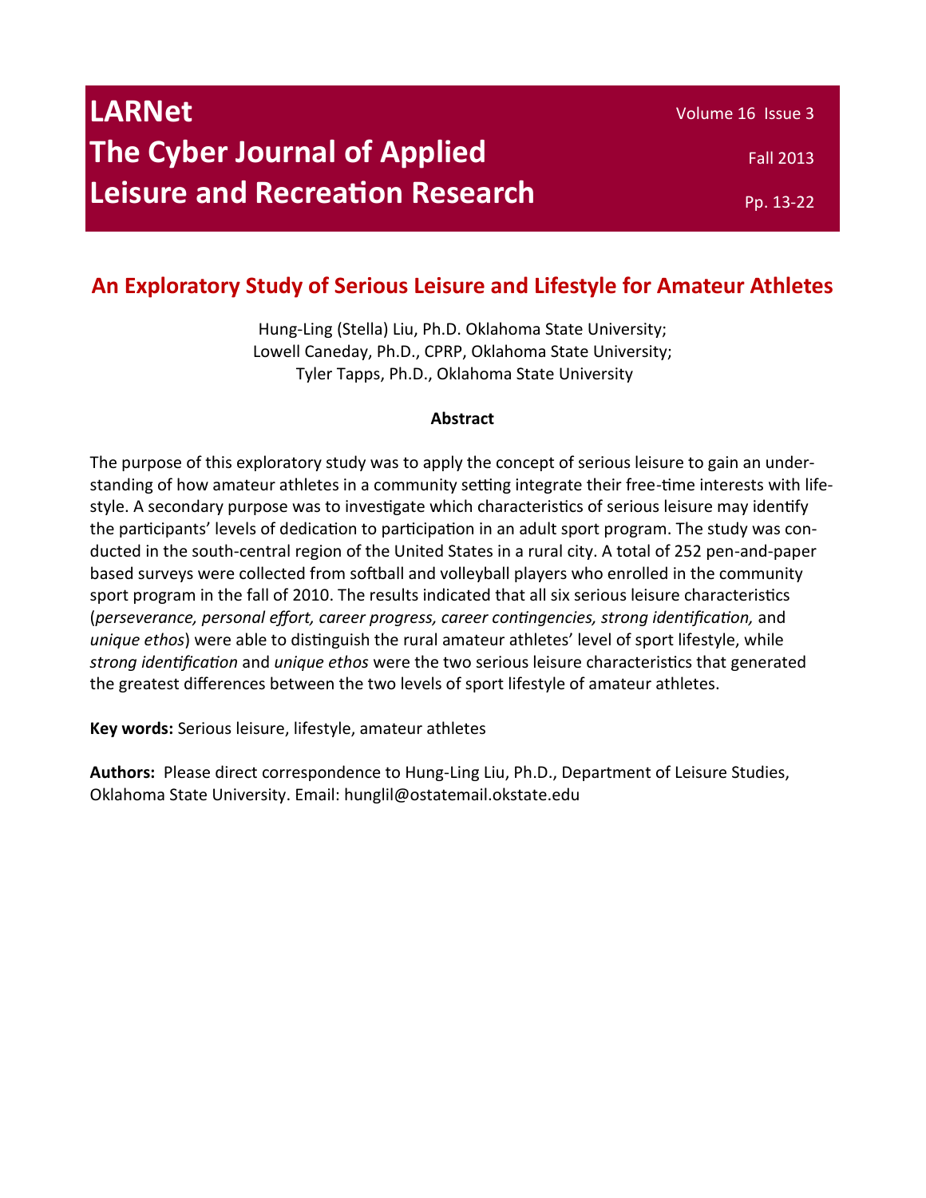# An Exploratory Study of Serious Leisure and Lifestyle for Amateur Athletes

Hung-Ling (Stella) Liu, Ph.D. Oklahoma State University;
Lowell Caneday, Ph.D., CPRP, Oklahoma State University;
Tyler Tapps, Ph.D., Oklahoma State University

**Abstract**

The purpose of this exploratory study was to apply the concept of serious leisure to gain an understanding of how amateur athletes in a community setting integrate their free-time interests with lifestyle. A secondary purpose was to investigate which characteristics of serious leisure may identify the participants' levels of dedication to participation in an adult sport program. The study was conducted in the south-central region of the United States in a rural city. A total of 252 pen-and-paper based surveys were collected from softball and volleyball players who enrolled in the community sport program in the fall of 2010. The results indicated that all six serious leisure characteristics (*perseverance, personal effort, career progress, career contingencies, strong identification,* and *unique ethos*) were able to distinguish the rural amateur athletes' level of sport lifestyle, while *strong identification* and *unique ethos* were the two serious leisure characteristics that generated the greatest differences between the two levels of sport lifestyle of amateur athletes.

**Key words:** Serious leisure, lifestyle, amateur athletes

**Authors:** Please direct correspondence to Hung-Ling Liu, Ph.D., Department of Leisure Studies, Oklahoma State University. Email: hunglil@ostatemail.okstate.edu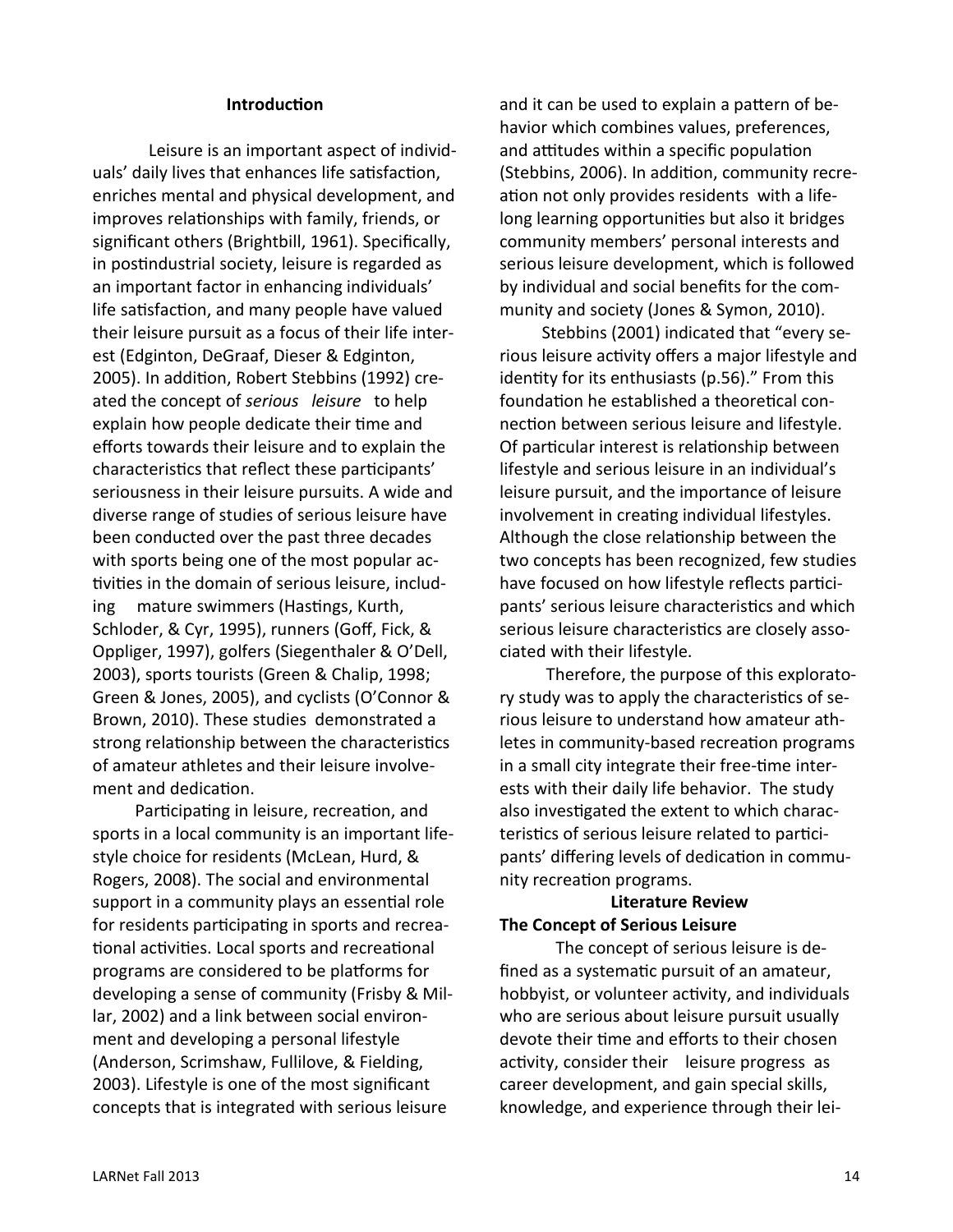## Introduction

Leisure is an important aspect of individuals' daily lives that enhances life satisfaction, enriches mental and physical development, and improves relationships with family, friends, or significant others (Brightbill, 1961). Specifically, in postindustrial society, leisure is regarded as an important factor in enhancing individuals' life satisfaction, and many people have valued their leisure pursuit as a focus of their life interest (Edginton, DeGraaf, Dieser & Edginton, 2005). In addition, Robert Stebbins (1992) created the concept of *serious leisure* to help explain how people dedicate their time and efforts towards their leisure and to explain the characteristics that reflect these participants' seriousness in their leisure pursuits. A wide and diverse range of studies of serious leisure have been conducted over the past three decades with sports being one of the most popular activities in the domain of serious leisure, including mature swimmers (Hastings, Kurth, Schloder, & Cyr, 1995), runners (Goff, Fick, & Oppliger, 1997), golfers (Siegenthaler & O'Dell, 2003), sports tourists (Green & Chalip, 1998; Green & Jones, 2005), and cyclists (O'Connor & Brown, 2010). These studies demonstrated a strong relationship between the characteristics of amateur athletes and their leisure involvement and dedication.

Participating in leisure, recreation, and sports in a local community is an important lifestyle choice for residents (McLean, Hurd, & Rogers, 2008). The social and environmental support in a community plays an essential role for residents participating in sports and recreational activities. Local sports and recreational programs are considered to be platforms for developing a sense of community (Frisby & Millar, 2002) and a link between social environment and developing a personal lifestyle (Anderson, Scrimshaw, Fullilove, & Fielding, 2003). Lifestyle is one of the most significant concepts that is integrated with serious leisure and it can be used to explain a pattern of behavior which combines values, preferences, and attitudes within a specific population (Stebbins, 2006). In addition, community recreation not only provides residents with a lifelong learning opportunities but also it bridges community members' personal interests and serious leisure development, which is followed by individual and social benefits for the community and society (Jones & Symon, 2010).

Stebbins (2001) indicated that "every serious leisure activity offers a major lifestyle and identity for its enthusiasts (p.56)." From this foundation he established a theoretical connection between serious leisure and lifestyle. Of particular interest is relationship between lifestyle and serious leisure in an individual's leisure pursuit, and the importance of leisure involvement in creating individual lifestyles. Although the close relationship between the two concepts has been recognized, few studies have focused on how lifestyle reflects participants' serious leisure characteristics and which serious leisure characteristics are closely associated with their lifestyle.

Therefore, the purpose of this exploratory study was to apply the characteristics of serious leisure to understand how amateur athletes in community-based recreation programs in a small city integrate their free-time interests with their daily life behavior. The study also investigated the extent to which characteristics of serious leisure related to participants' differing levels of dedication in community recreation programs.

## Literature Review

### The Concept of Serious Leisure

The concept of serious leisure is defined as a systematic pursuit of an amateur, hobbyist, or volunteer activity, and individuals who are serious about leisure pursuit usually devote their time and efforts to their chosen activity, consider their leisure progress as career development, and gain special skills, knowledge, and experience through their lei-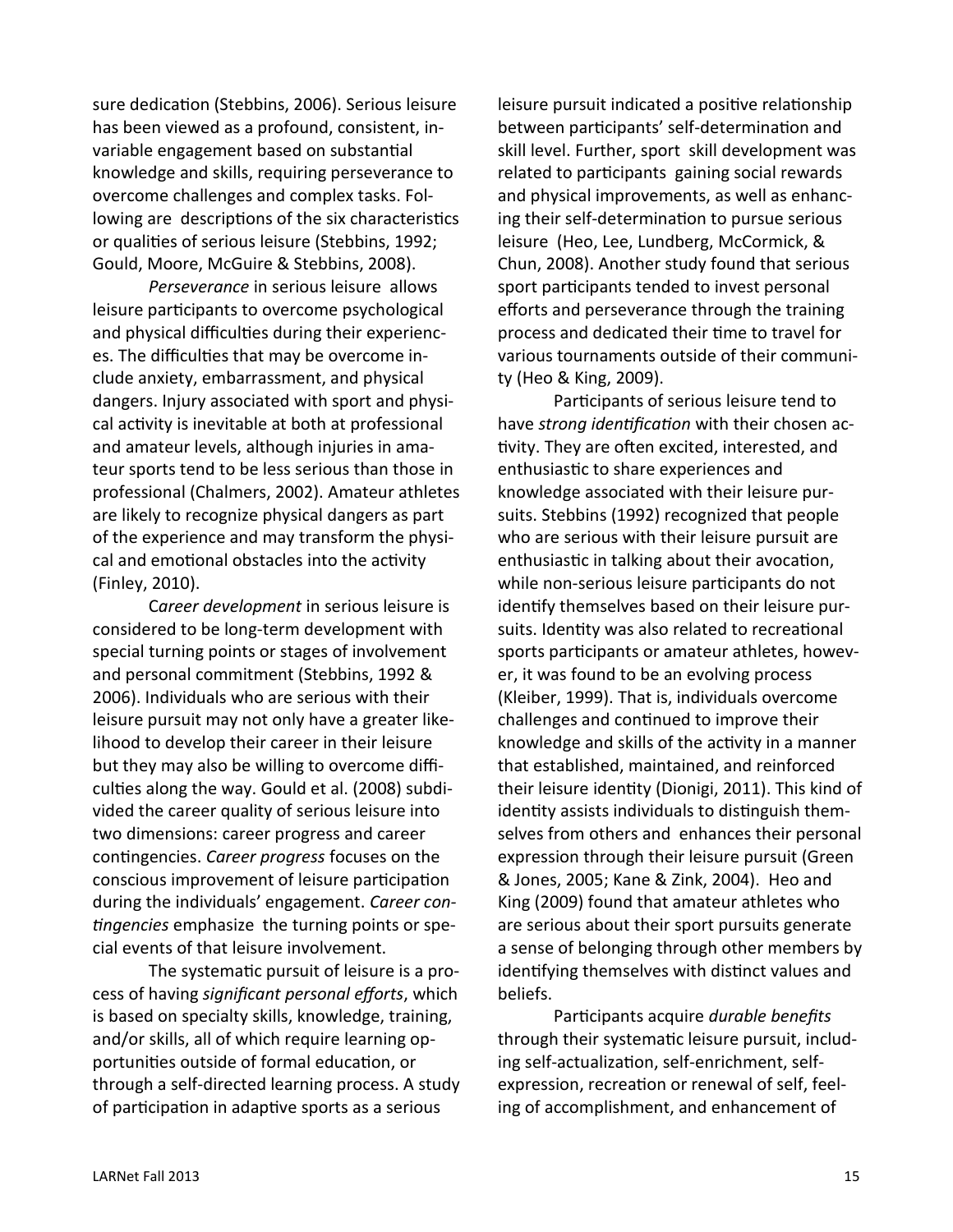sure dedication (Stebbins, 2006). Serious leisure has been viewed as a profound, consistent, invariable engagement based on substantial knowledge and skills, requiring perseverance to overcome challenges and complex tasks. Following are descriptions of the six characteristics or qualities of serious leisure (Stebbins, 1992; Gould, Moore, McGuire & Stebbins, 2008).

*Perseverance* in serious leisure allows leisure participants to overcome psychological and physical difficulties during their experiences. The difficulties that may be overcome include anxiety, embarrassment, and physical dangers. Injury associated with sport and physical activity is inevitable at both at professional and amateur levels, although injuries in amateur sports tend to be less serious than those in professional (Chalmers, 2002). Amateur athletes are likely to recognize physical dangers as part of the experience and may transform the physical and emotional obstacles into the activity (Finley, 2010).

C*areer development* in serious leisure is considered to be long-term development with special turning points or stages of involvement and personal commitment (Stebbins, 1992 & 2006). Individuals who are serious with their leisure pursuit may not only have a greater likelihood to develop their career in their leisure but they may also be willing to overcome difficulties along the way. Gould et al. (2008) subdivided the career quality of serious leisure into two dimensions: career progress and career contingencies. *Career progress* focuses on the conscious improvement of leisure participation during the individuals' engagement. *Career contingencies* emphasize the turning points or special events of that leisure involvement.

The systematic pursuit of leisure is a process of having *significant personal efforts*, which is based on specialty skills, knowledge, training, and/or skills, all of which require learning opportunities outside of formal education, or through a self-directed learning process. A study of participation in adaptive sports as a serious leisure pursuit indicated a positive relationship between participants' self-determination and skill level. Further, sport skill development was related to participants gaining social rewards and physical improvements, as well as enhancing their self-determination to pursue serious leisure (Heo, Lee, Lundberg, McCormick, & Chun, 2008). Another study found that serious sport participants tended to invest personal efforts and perseverance through the training process and dedicated their time to travel for various tournaments outside of their community (Heo & King, 2009).

Participants of serious leisure tend to have *strong identification* with their chosen activity. They are often excited, interested, and enthusiastic to share experiences and knowledge associated with their leisure pursuits. Stebbins (1992) recognized that people who are serious with their leisure pursuit are enthusiastic in talking about their avocation, while non-serious leisure participants do not identify themselves based on their leisure pursuits. Identity was also related to recreational sports participants or amateur athletes, however, it was found to be an evolving process (Kleiber, 1999). That is, individuals overcome challenges and continued to improve their knowledge and skills of the activity in a manner that established, maintained, and reinforced their leisure identity (Dionigi, 2011). This kind of identity assists individuals to distinguish themselves from others and enhances their personal expression through their leisure pursuit (Green & Jones, 2005; Kane & Zink, 2004). Heo and King (2009) found that amateur athletes who are serious about their sport pursuits generate a sense of belonging through other members by identifying themselves with distinct values and beliefs.

Participants acquire *durable benefits* through their systematic leisure pursuit, including self-actualization, self-enrichment, self-expression, recreation or renewal of self, feeling of accomplishment, and enhancement of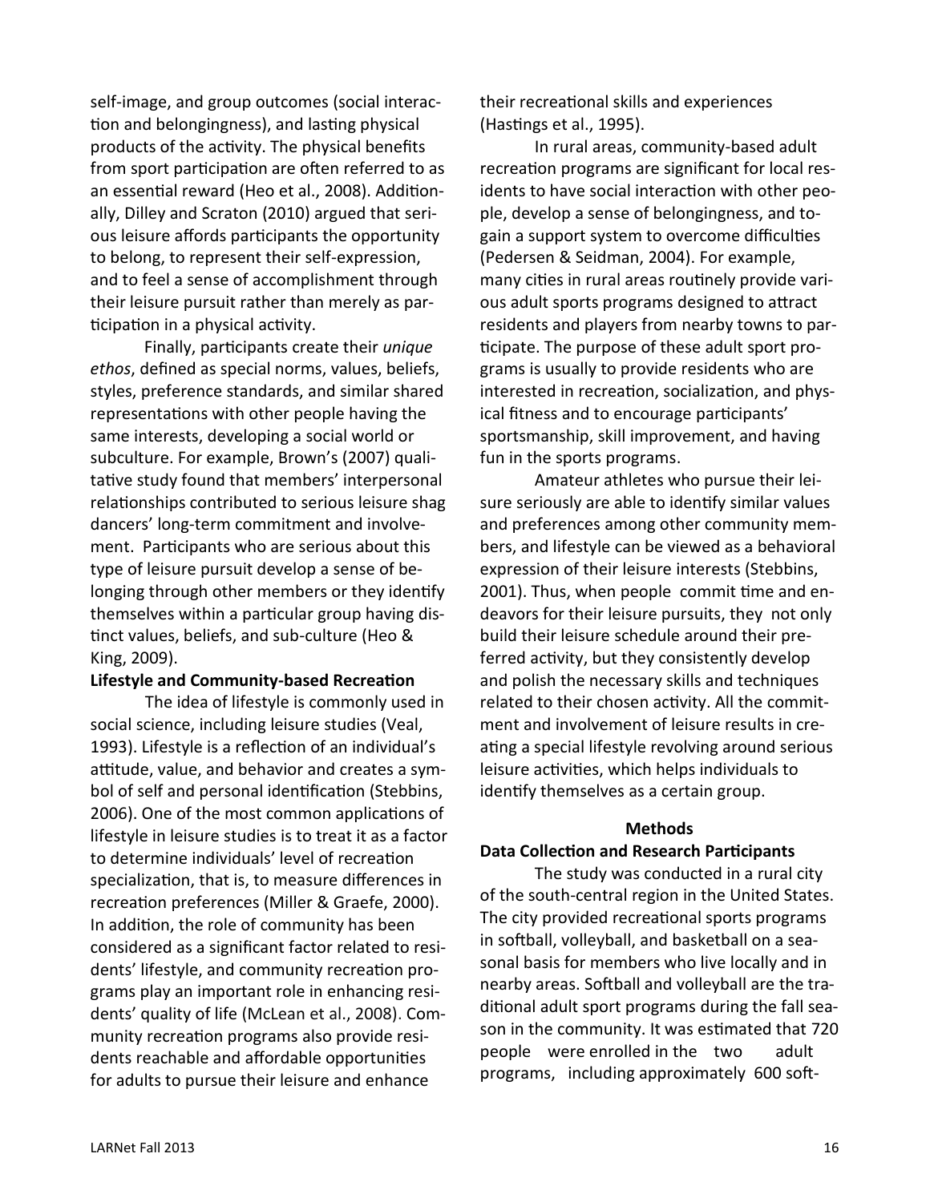self-image, and group outcomes (social interaction and belongingness), and lasting physical products of the activity. The physical benefits from sport participation are often referred to as an essential reward (Heo et al., 2008). Additionally, Dilley and Scraton (2010) argued that serious leisure affords participants the opportunity to belong, to represent their self-expression, and to feel a sense of accomplishment through their leisure pursuit rather than merely as participation in a physical activity.

Finally, participants create their *unique ethos*, defined as special norms, values, beliefs, styles, preference standards, and similar shared representations with other people having the same interests, developing a social world or subculture. For example, Brown's (2007) qualitative study found that members' interpersonal relationships contributed to serious leisure shag dancers' long-term commitment and involvement. Participants who are serious about this type of leisure pursuit develop a sense of belonging through other members or they identify themselves within a particular group having distinct values, beliefs, and sub-culture (Heo & King, 2009).

**Lifestyle and Community-based Recreation**

The idea of lifestyle is commonly used in social science, including leisure studies (Veal, 1993). Lifestyle is a reflection of an individual's attitude, value, and behavior and creates a symbol of self and personal identification (Stebbins, 2006). One of the most common applications of lifestyle in leisure studies is to treat it as a factor to determine individuals' level of recreation specialization, that is, to measure differences in recreation preferences (Miller & Graefe, 2000). In addition, the role of community has been considered as a significant factor related to residents' lifestyle, and community recreation programs play an important role in enhancing residents' quality of life (McLean et al., 2008). Community recreation programs also provide residents reachable and affordable opportunities for adults to pursue their leisure and enhance their recreational skills and experiences (Hastings et al., 1995).

In rural areas, community-based adult recreation programs are significant for local residents to have social interaction with other people, develop a sense of belongingness, and togain a support system to overcome difficulties (Pedersen & Seidman, 2004). For example, many cities in rural areas routinely provide various adult sports programs designed to attract residents and players from nearby towns to participate. The purpose of these adult sport programs is usually to provide residents who are interested in recreation, socialization, and physical fitness and to encourage participants' sportsmanship, skill improvement, and having fun in the sports programs.

Amateur athletes who pursue their leisure seriously are able to identify similar values and preferences among other community members, and lifestyle can be viewed as a behavioral expression of their leisure interests (Stebbins, 2001). Thus, when people commit time and endeavors for their leisure pursuits, they not only build their leisure schedule around their preferred activity, but they consistently develop and polish the necessary skills and techniques related to their chosen activity. All the commitment and involvement of leisure results in creating a special lifestyle revolving around serious leisure activities, which helps individuals to identify themselves as a certain group.

## Methods

**Data Collection and Research Participants**

The study was conducted in a rural city of the south-central region in the United States. The city provided recreational sports programs in softball, volleyball, and basketball on a seasonal basis for members who live locally and in nearby areas. Softball and volleyball are the traditional adult sport programs during the fall season in the community. It was estimated that 720 people were enrolled in the two adult programs, including approximately 600 soft-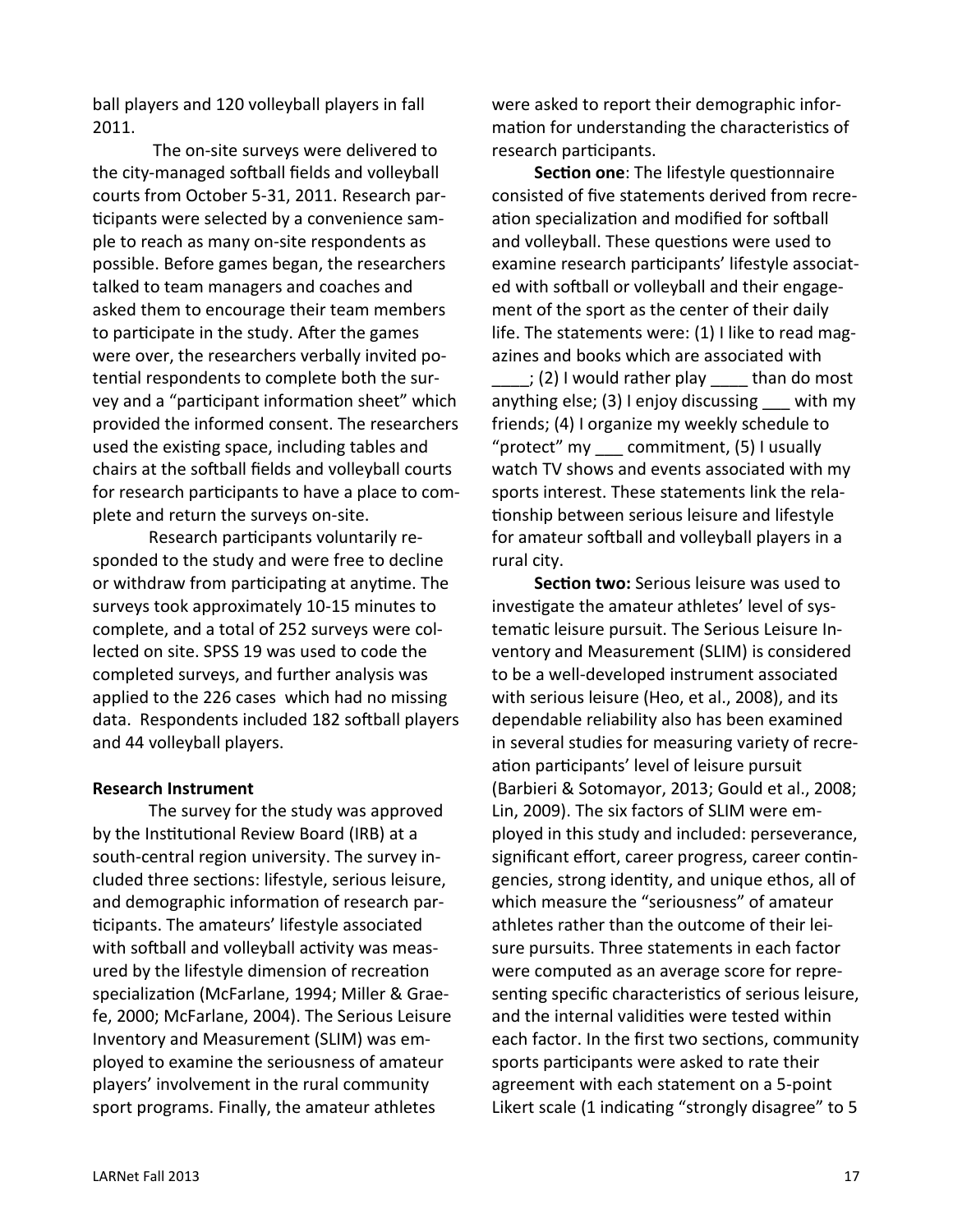ball players and 120 volleyball players in fall 2011.

The on-site surveys were delivered to the city-managed softball fields and volleyball courts from October 5-31, 2011. Research participants were selected by a convenience sample to reach as many on-site respondents as possible. Before games began, the researchers talked to team managers and coaches and asked them to encourage their team members to participate in the study. After the games were over, the researchers verbally invited potential respondents to complete both the survey and a "participant information sheet" which provided the informed consent. The researchers used the existing space, including tables and chairs at the softball fields and volleyball courts for research participants to have a place to complete and return the surveys on-site.

Research participants voluntarily responded to the study and were free to decline or withdraw from participating at anytime. The surveys took approximately 10-15 minutes to complete, and a total of 252 surveys were collected on site. SPSS 19 was used to code the completed surveys, and further analysis was applied to the 226 cases which had no missing data. Respondents included 182 softball players and 44 volleyball players.

**Research Instrument**

The survey for the study was approved by the Institutional Review Board (IRB) at a south-central region university. The survey included three sections: lifestyle, serious leisure, and demographic information of research participants. The amateurs' lifestyle associated with softball and volleyball activity was measured by the lifestyle dimension of recreation specialization (McFarlane, 1994; Miller & Graefe, 2000; McFarlane, 2004). The Serious Leisure Inventory and Measurement (SLIM) was employed to examine the seriousness of amateur players' involvement in the rural community sport programs. Finally, the amateur athletes were asked to report their demographic information for understanding the characteristics of research participants.

**Section one**: The lifestyle questionnaire consisted of five statements derived from recreation specialization and modified for softball and volleyball. These questions were used to examine research participants' lifestyle associated with softball or volleyball and their engagement of the sport as the center of their daily life. The statements were: (1) I like to read magazines and books which are associated with ____; (2) I would rather play ____ than do most anything else; (3) I enjoy discussing ___ with my friends; (4) I organize my weekly schedule to "protect" my ___ commitment, (5) I usually watch TV shows and events associated with my sports interest. These statements link the relationship between serious leisure and lifestyle for amateur softball and volleyball players in a rural city.

**Section two:** Serious leisure was used to investigate the amateur athletes' level of systematic leisure pursuit. The Serious Leisure Inventory and Measurement (SLIM) is considered to be a well-developed instrument associated with serious leisure (Heo, et al., 2008), and its dependable reliability also has been examined in several studies for measuring variety of recreation participants' level of leisure pursuit (Barbieri & Sotomayor, 2013; Gould et al., 2008; Lin, 2009). The six factors of SLIM were employed in this study and included: perseverance, significant effort, career progress, career contingencies, strong identity, and unique ethos, all of which measure the "seriousness" of amateur athletes rather than the outcome of their leisure pursuits. Three statements in each factor were computed as an average score for representing specific characteristics of serious leisure, and the internal validities were tested within each factor. In the first two sections, community sports participants were asked to rate their agreement with each statement on a 5-point Likert scale (1 indicating "strongly disagree" to 5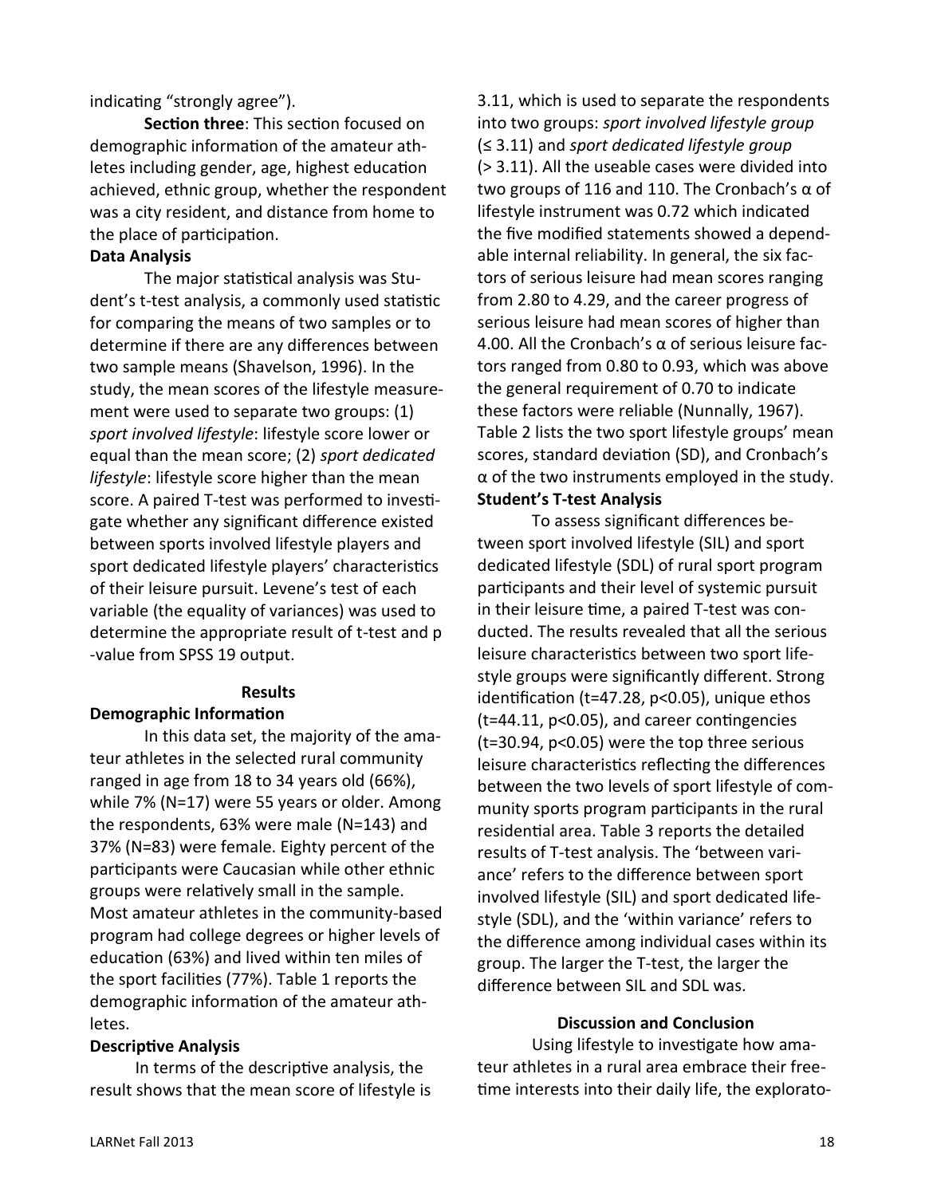indicating "strongly agree").

**Section three**: This section focused on demographic information of the amateur athletes including gender, age, highest education achieved, ethnic group, whether the respondent was a city resident, and distance from home to the place of participation.

**Data Analysis**

The major statistical analysis was Student's t-test analysis, a commonly used statistic for comparing the means of two samples or to determine if there are any differences between two sample means (Shavelson, 1996). In the study, the mean scores of the lifestyle measurement were used to separate two groups: (1) *sport involved lifestyle*: lifestyle score lower or equal than the mean score; (2) *sport dedicated lifestyle*: lifestyle score higher than the mean score. A paired T-test was performed to investigate whether any significant difference existed between sports involved lifestyle players and sport dedicated lifestyle players' characteristics of their leisure pursuit. Levene's test of each variable (the equality of variances) was used to determine the appropriate result of t-test and p-value from SPSS 19 output.

## Results

**Demographic Information**

In this data set, the majority of the amateur athletes in the selected rural community ranged in age from 18 to 34 years old (66%), while 7% (N=17) were 55 years or older. Among the respondents, 63% were male (N=143) and 37% (N=83) were female. Eighty percent of the participants were Caucasian while other ethnic groups were relatively small in the sample. Most amateur athletes in the community-based program had college degrees or higher levels of education (63%) and lived within ten miles of the sport facilities (77%). Table 1 reports the demographic information of the amateur athletes.

**Descriptive Analysis**

In terms of the descriptive analysis, the result shows that the mean score of lifestyle is 3.11, which is used to separate the respondents into two groups: *sport involved lifestyle group* (≤ 3.11) and *sport dedicated lifestyle group* (> 3.11). All the useable cases were divided into two groups of 116 and 110. The Cronbach's α of lifestyle instrument was 0.72 which indicated the five modified statements showed a dependable internal reliability. In general, the six factors of serious leisure had mean scores ranging from 2.80 to 4.29, and the career progress of serious leisure had mean scores of higher than 4.00. All the Cronbach's α of serious leisure factors ranged from 0.80 to 0.93, which was above the general requirement of 0.70 to indicate these factors were reliable (Nunnally, 1967). Table 2 lists the two sport lifestyle groups' mean scores, standard deviation (SD), and Cronbach's α of the two instruments employed in the study.

**Student's T-test Analysis**

To assess significant differences between sport involved lifestyle (SIL) and sport dedicated lifestyle (SDL) of rural sport program participants and their level of systemic pursuit in their leisure time, a paired T-test was conducted. The results revealed that all the serious leisure characteristics between two sport lifestyle groups were significantly different. Strong identification ($t=47.28$, $p<0.05$), unique ethos ($t=44.11$, $p<0.05$), and career contingencies ($t=30.94$, $p<0.05$) were the top three serious leisure characteristics reflecting the differences between the two levels of sport lifestyle of community sports program participants in the rural residential area. Table 3 reports the detailed results of T-test analysis. The 'between variance' refers to the difference between sport involved lifestyle (SIL) and sport dedicated lifestyle (SDL), and the 'within variance' refers to the difference among individual cases within its group. The larger the T-test, the larger the difference between SIL and SDL was.

## Discussion and Conclusion

Using lifestyle to investigate how amateur athletes in a rural area embrace their free-time interests into their daily life, the explorato-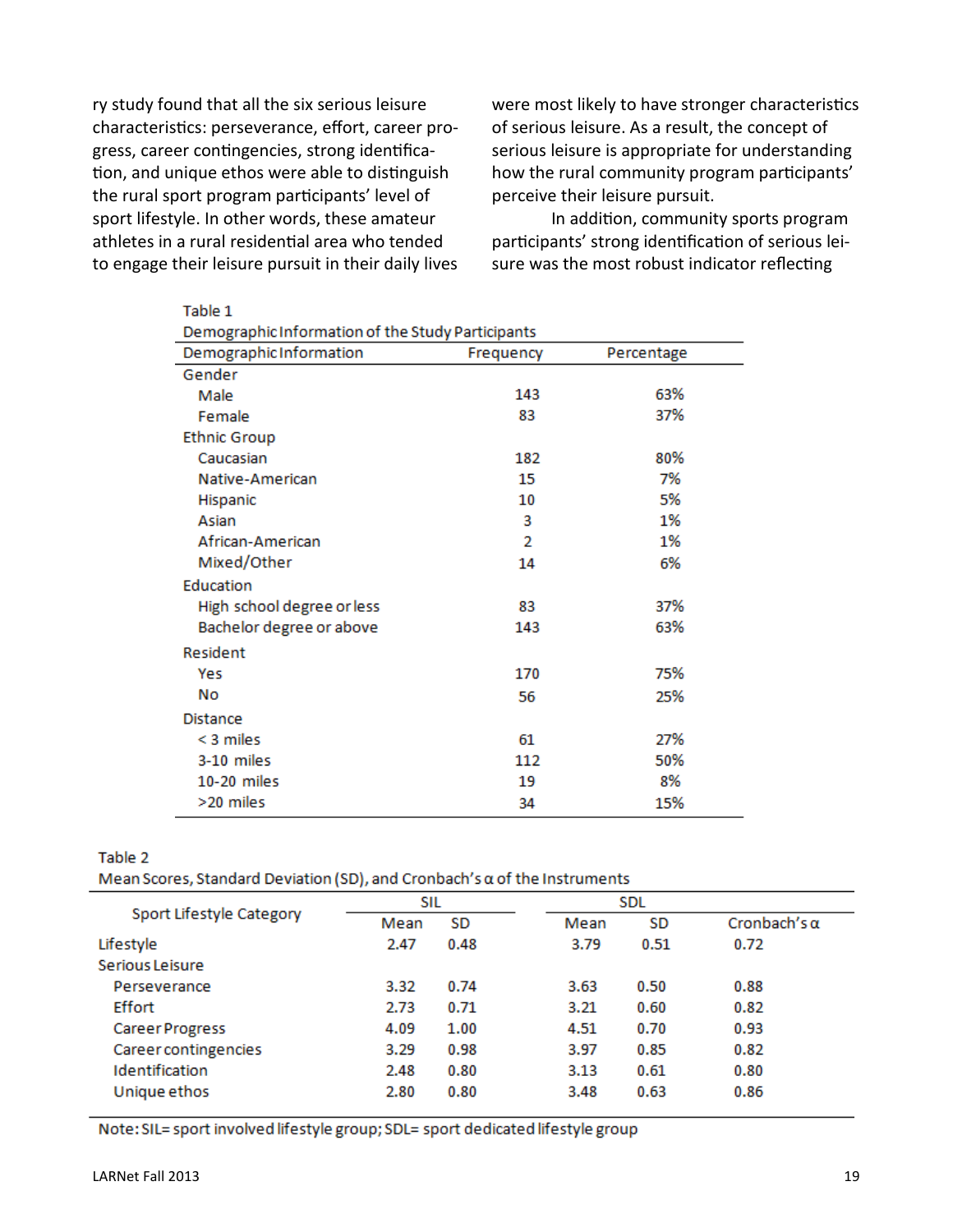ry study found that all the six serious leisure characteristics: perseverance, effort, career progress, career contingencies, strong identification, and unique ethos were able to distinguish the rural sport program participants' level of sport lifestyle. In other words, these amateur athletes in a rural residential area who tended to engage their leisure pursuit in their daily lives were most likely to have stronger characteristics of serious leisure. As a result, the concept of serious leisure is appropriate for understanding how the rural community program participants' perceive their leisure pursuit.

In addition, community sports program participants' strong identification of serious leisure was the most robust indicator reflecting

Table 1
Demographic Information of the Study Participants

| Demographic Information | Frequency | Percentage |
|---|---|---|
| Gender | | |
| Male | 143 | 63% |
| Female | 83 | 37% |
| Ethnic Group | | |
| Caucasian | 182 | 80% |
| Native-American | 15 | 7% |
| Hispanic | 10 | 5% |
| Asian | 3 | 1% |
| African-American | 2 | 1% |
| Mixed/Other | 14 | 6% |
| Education | | |
| High school degree or less | 83 | 37% |
| Bachelor degree or above | 143 | 63% |
| Resident | | |
| Yes | 170 | 75% |
| No | 56 | 25% |
| Distance | | |
| < 3 miles | 61 | 27% |
| 3-10 miles | 112 | 50% |
| 10-20 miles | 19 | 8% |
| >20 miles | 34 | 15% |

Table 2
Mean Scores, Standard Deviation (SD), and Cronbach's α of the Instruments

| Sport Lifestyle Category | SIL | | SDL | | |
|---|---|---|---|---|---|
| | Mean | SD | Mean | SD | Cronbach's α |
| Lifestyle | 2.47 | 0.48 | 3.79 | 0.51 | 0.72 |
| Serious Leisure | | | | | |
| Perseverance | 3.32 | 0.74 | 3.63 | 0.50 | 0.88 |
| Effort | 2.73 | 0.71 | 3.21 | 0.60 | 0.82 |
| Career Progress | 4.09 | 1.00 | 4.51 | 0.70 | 0.93 |
| Career contingencies | 3.29 | 0.98 | 3.97 | 0.85 | 0.82 |
| Identification | 2.48 | 0.80 | 3.13 | 0.61 | 0.80 |
| Unique ethos | 2.80 | 0.80 | 3.48 | 0.63 | 0.86 |

Note: SIL= sport involved lifestyle group; SDL= sport dedicated lifestyle group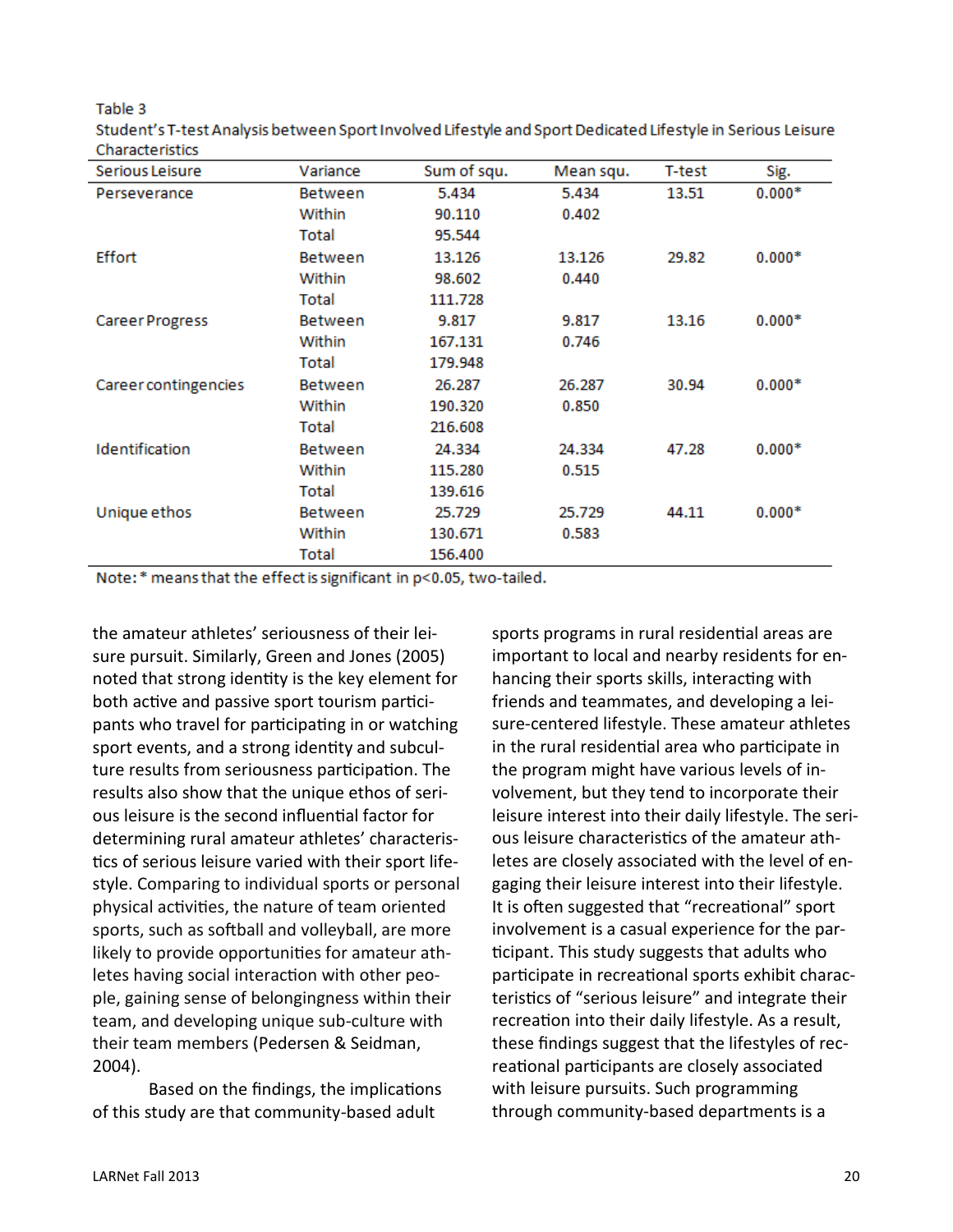Table 3
Student's T-test Analysis between Sport Involved Lifestyle and Sport Dedicated Lifestyle in Serious Leisure Characteristics

| Serious Leisure | Variance | Sum of squ. | Mean squ. | T-test | Sig. |
|---|---|---|---|---|---|
| Perseverance | Between | 5.434 | 5.434 | 13.51 | 0.000* |
| | Within | 90.110 | 0.402 | | |
| | Total | 95.544 | | | |
| Effort | Between | 13.126 | 13.126 | 29.82 | 0.000* |
| | Within | 98.602 | 0.440 | | |
| | Total | 111.728 | | | |
| Career Progress | Between | 9.817 | 9.817 | 13.16 | 0.000* |
| | Within | 167.131 | 0.746 | | |
| | Total | 179.948 | | | |
| Career contingencies | Between | 26.287 | 26.287 | 30.94 | 0.000* |
| | Within | 190.320 | 0.850 | | |
| | Total | 216.608 | | | |
| Identification | Between | 24.334 | 24.334 | 47.28 | 0.000* |
| | Within | 115.280 | 0.515 | | |
| | Total | 139.616 | | | |
| Unique ethos | Between | 25.729 | 25.729 | 44.11 | 0.000* |
| | Within | 130.671 | 0.583 | | |
| | Total | 156.400 | | | |

Note: * means that the effect is significant in $p<0.05$, two-tailed.

the amateur athletes' seriousness of their leisure pursuit. Similarly, Green and Jones (2005) noted that strong identity is the key element for both active and passive sport tourism participants who travel for participating in or watching sport events, and a strong identity and subculture results from seriousness participation. The results also show that the unique ethos of serious leisure is the second influential factor for determining rural amateur athletes' characteristics of serious leisure varied with their sport lifestyle. Comparing to individual sports or personal physical activities, the nature of team oriented sports, such as softball and volleyball, are more likely to provide opportunities for amateur athletes having social interaction with other people, gaining sense of belongingness within their team, and developing unique sub-culture with their team members (Pedersen & Seidman, 2004).

Based on the findings, the implications of this study are that community-based adult sports programs in rural residential areas are important to local and nearby residents for enhancing their sports skills, interacting with friends and teammates, and developing a leisure-centered lifestyle. These amateur athletes in the rural residential area who participate in the program might have various levels of involvement, but they tend to incorporate their leisure interest into their daily lifestyle. The serious leisure characteristics of the amateur athletes are closely associated with the level of engaging their leisure interest into their lifestyle. It is often suggested that "recreational" sport involvement is a casual experience for the participant. This study suggests that adults who participate in recreational sports exhibit characteristics of "serious leisure" and integrate their recreation into their daily lifestyle. As a result, these findings suggest that the lifestyles of recreational participants are closely associated with leisure pursuits. Such programming through community-based departments is a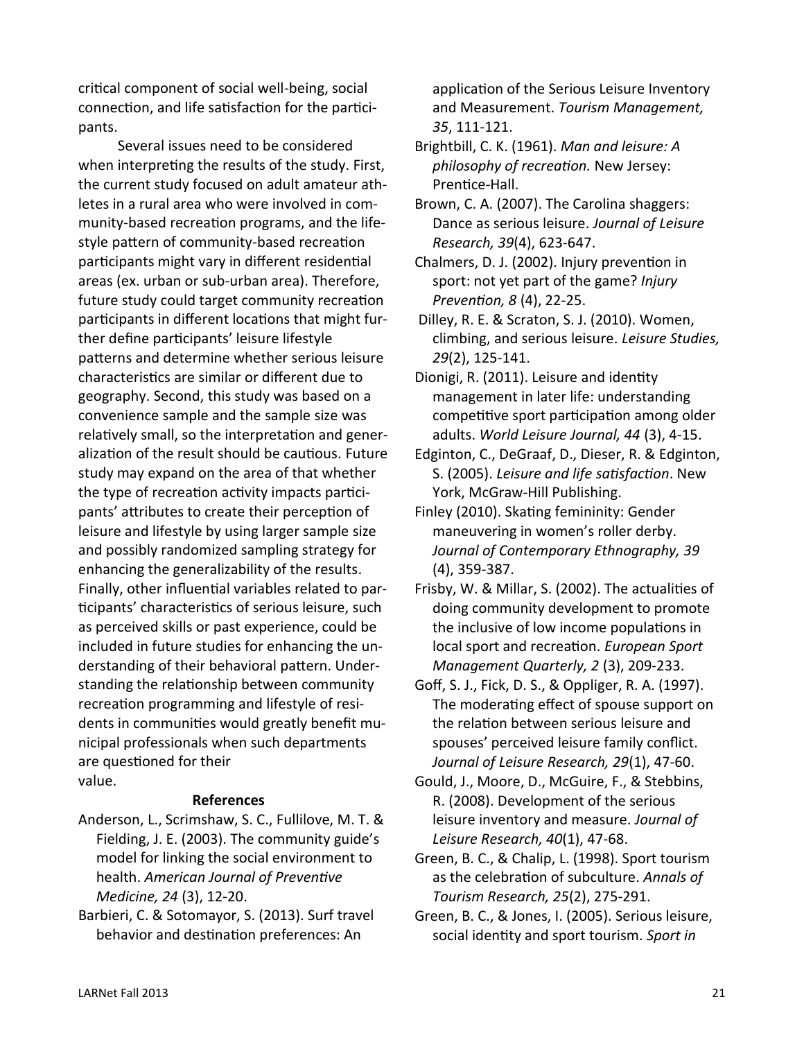critical component of social well-being, social connection, and life satisfaction for the participants.

Several issues need to be considered when interpreting the results of the study. First, the current study focused on adult amateur athletes in a rural area who were involved in community-based recreation programs, and the lifestyle pattern of community-based recreation participants might vary in different residential areas (ex. urban or sub-urban area). Therefore, future study could target community recreation participants in different locations that might further define participants' leisure lifestyle patterns and determine whether serious leisure characteristics are similar or different due to geography. Second, this study was based on a convenience sample and the sample size was relatively small, so the interpretation and generalization of the result should be cautious. Future study may expand on the area of that whether the type of recreation activity impacts participants' attributes to create their perception of leisure and lifestyle by using larger sample size and possibly randomized sampling strategy for enhancing the generalizability of the results. Finally, other influential variables related to participants' characteristics of serious leisure, such as perceived skills or past experience, could be included in future studies for enhancing the understanding of their behavioral pattern. Understanding the relationship between community recreation programming and lifestyle of residents in communities would greatly benefit municipal professionals when such departments are questioned for their value.

## References

Anderson, L., Scrimshaw, S. C., Fullilove, M. T. & Fielding, J. E. (2003). The community guide's model for linking the social environment to health. *American Journal of Preventive Medicine, 24* (3), 12-20.

Barbieri, C. & Sotomayor, S. (2013). Surf travel behavior and destination preferences: An application of the Serious Leisure Inventory and Measurement. *Tourism Management, 35*, 111-121.

Brightbill, C. K. (1961). *Man and leisure: A philosophy of recreation.* New Jersey: Prentice-Hall.

Brown, C. A. (2007). The Carolina shaggers: Dance as serious leisure. *Journal of Leisure Research, 39*(4), 623-647.

Chalmers, D. J. (2002). Injury prevention in sport: not yet part of the game? *Injury Prevention, 8* (4), 22-25.

Dilley, R. E. & Scraton, S. J. (2010). Women, climbing, and serious leisure. *Leisure Studies, 29*(2), 125-141.

Dionigi, R. (2011). Leisure and identity management in later life: understanding competitive sport participation among older adults. *World Leisure Journal, 44* (3), 4-15.

Edginton, C., DeGraaf, D., Dieser, R. & Edginton, S. (2005). *Leisure and life satisfaction*. New York, McGraw-Hill Publishing.

Finley (2010). Skating femininity: Gender maneuvering in women's roller derby. *Journal of Contemporary Ethnography, 39* (4), 359-387.

Frisby, W. & Millar, S. (2002). The actualities of doing community development to promote the inclusive of low income populations in local sport and recreation. *European Sport Management Quarterly, 2* (3), 209-233.

Goff, S. J., Fick, D. S., & Oppliger, R. A. (1997). The moderating effect of spouse support on the relation between serious leisure and spouses' perceived leisure family conflict. *Journal of Leisure Research, 29*(1), 47-60.

Gould, J., Moore, D., McGuire, F., & Stebbins, R. (2008). Development of the serious leisure inventory and measure. *Journal of Leisure Research, 40*(1), 47-68.

Green, B. C., & Chalip, L. (1998). Sport tourism as the celebration of subculture. *Annals of Tourism Research, 25*(2), 275-291.

Green, B. C., & Jones, I. (2005). Serious leisure, social identity and sport tourism. *Sport in*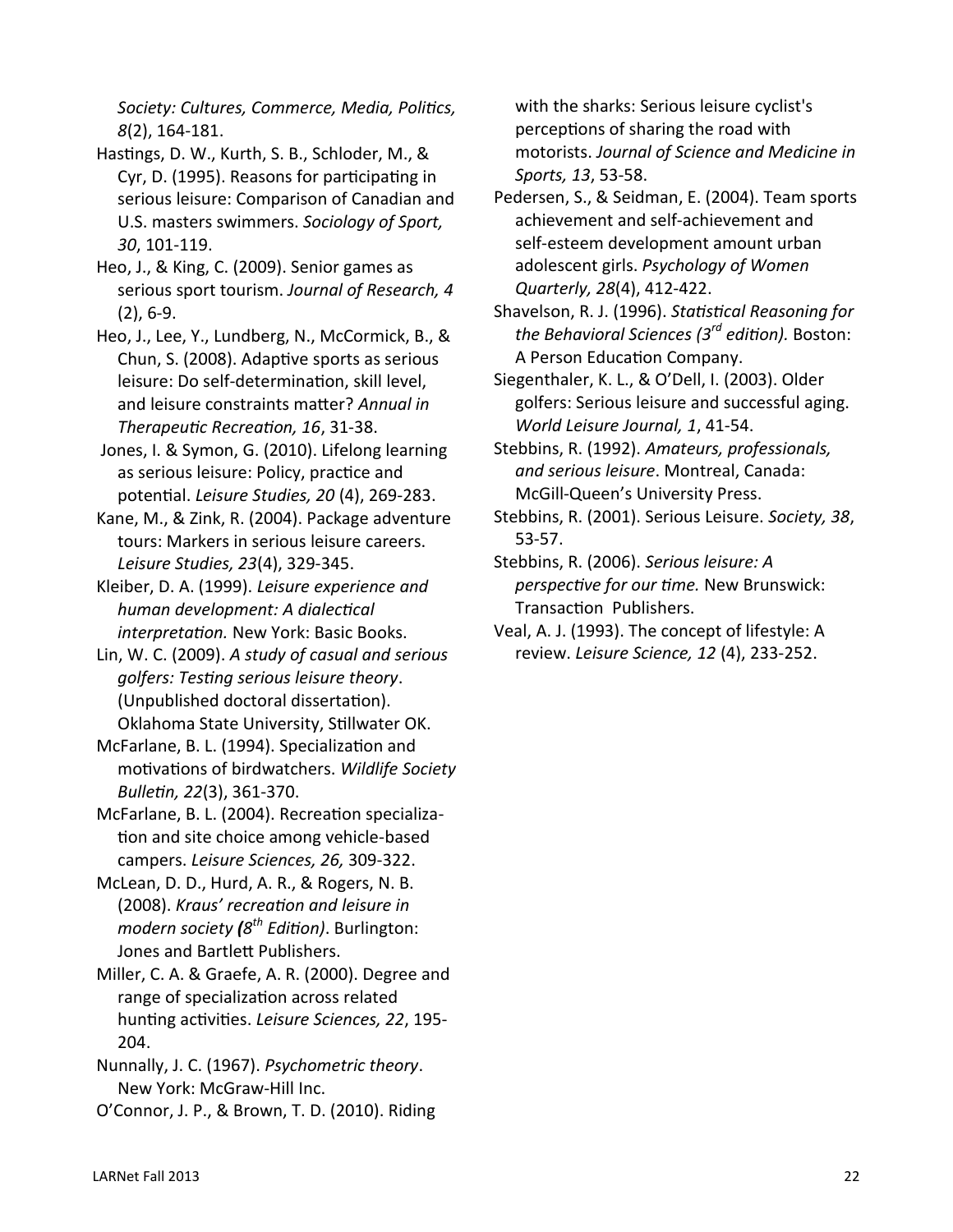*Society: Cultures, Commerce, Media, Politics, 8*(2), 164-181.

Hastings, D. W., Kurth, S. B., Schloder, M., & Cyr, D. (1995). Reasons for participating in serious leisure: Comparison of Canadian and U.S. masters swimmers. *Sociology of Sport, 30*, 101-119.

Heo, J., & King, C. (2009). Senior games as serious sport tourism. *Journal of Research, 4* (2), 6-9.

Heo, J., Lee, Y., Lundberg, N., McCormick, B., & Chun, S. (2008). Adaptive sports as serious leisure: Do self-determination, skill level, and leisure constraints matter? *Annual in Therapeutic Recreation, 16*, 31-38.

Jones, I. & Symon, G. (2010). Lifelong learning as serious leisure: Policy, practice and potential. *Leisure Studies, 20* (4), 269-283.

Kane, M., & Zink, R. (2004). Package adventure tours: Markers in serious leisure careers. *Leisure Studies, 23*(4), 329-345.

Kleiber, D. A. (1999). *Leisure experience and human development: A dialectical interpretation.* New York: Basic Books.

Lin, W. C. (2009). *A study of casual and serious golfers: Testing serious leisure theory*. (Unpublished doctoral dissertation). Oklahoma State University, Stillwater OK.

McFarlane, B. L. (1994). Specialization and motivations of birdwatchers. *Wildlife Society Bulletin, 22*(3), 361-370.

McFarlane, B. L. (2004). Recreation specialization and site choice among vehicle-based campers. *Leisure Sciences, 26,* 309-322.

McLean, D. D., Hurd, A. R., & Rogers, N. B. (2008). *Kraus' recreation and leisure in modern society (8th Edition)*. Burlington: Jones and Bartlett Publishers.

Miller, C. A. & Graefe, A. R. (2000). Degree and range of specialization across related hunting activities. *Leisure Sciences, 22*, 195-204.

Nunnally, J. C. (1967). *Psychometric theory*. New York: McGraw-Hill Inc.

O'Connor, J. P., & Brown, T. D. (2010). Riding with the sharks: Serious leisure cyclist's perceptions of sharing the road with motorists. *Journal of Science and Medicine in Sports, 13*, 53-58.

Pedersen, S., & Seidman, E. (2004). Team sports achievement and self-achievement and self-esteem development amount urban adolescent girls. *Psychology of Women Quarterly, 28*(4), 412-422.

Shavelson, R. J. (1996). *Statistical Reasoning for the Behavioral Sciences (3rd edition).* Boston: A Person Education Company.

Siegenthaler, K. L., & O'Dell, I. (2003). Older golfers: Serious leisure and successful aging. *World Leisure Journal, 1*, 41-54.

Stebbins, R. (1992). *Amateurs, professionals, and serious leisure*. Montreal, Canada: McGill-Queen's University Press.

Stebbins, R. (2001). Serious Leisure. *Society, 38*, 53-57.

Stebbins, R. (2006). *Serious leisure: A perspective for our time.* New Brunswick: Transaction Publishers.

Veal, A. J. (1993). The concept of lifestyle: A review. *Leisure Science, 12* (4), 233-252.